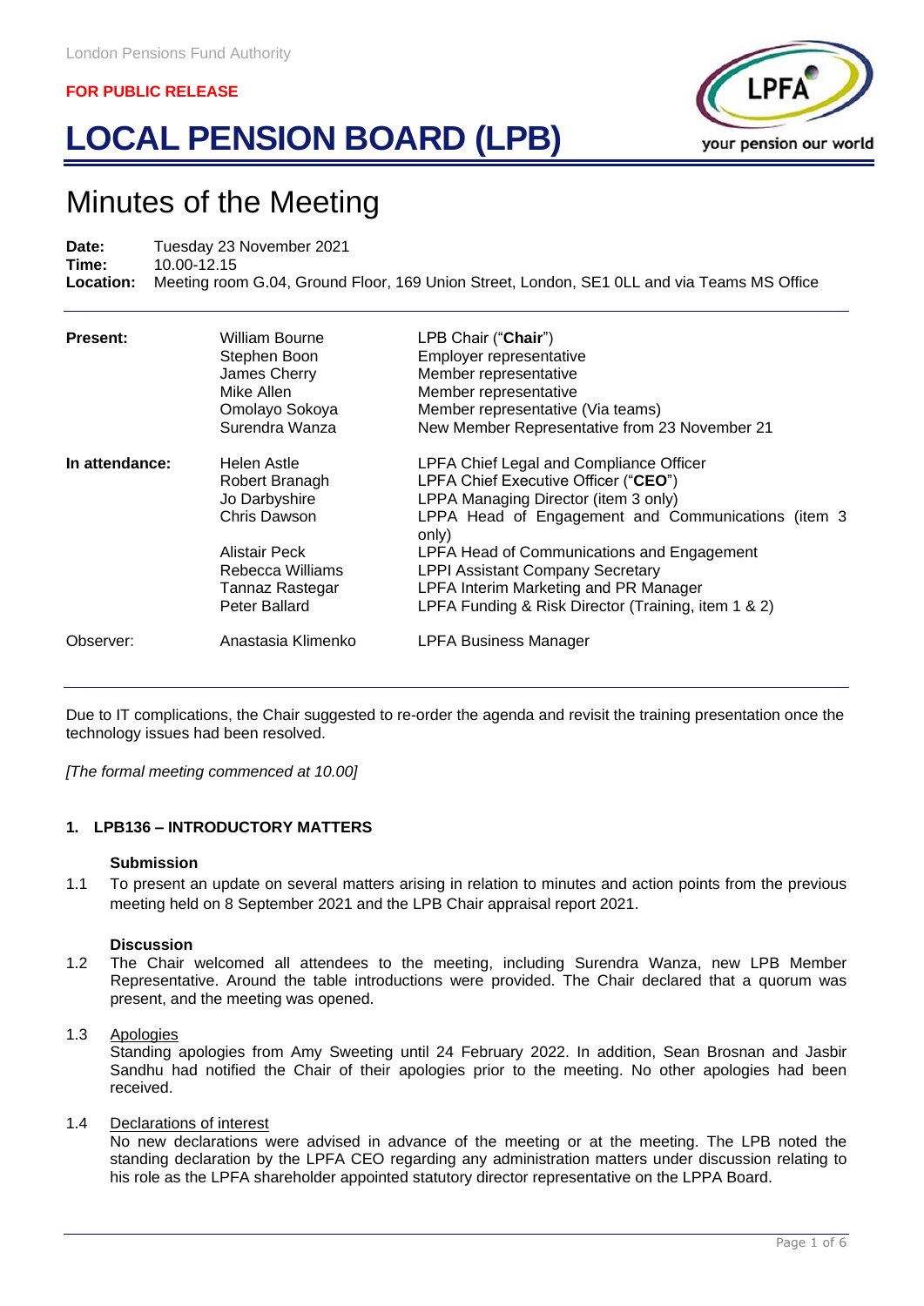London Pensions Fund Authority

**FOR PUBLIC RELEASE**

# LOCAL PENSION BOARD (LPB)

## Minutes of the Meeting

**Date:** Tuesday 23 November 2021
**Time:** 10.00-12.15
**Location:** Meeting room G.04, Ground Floor, 169 Union Street, London, SE1 0LL and via Teams MS Office

| | | |
|---|---|---|
| **Present:** | William Bourne | LPB Chair ("**Chair**") |
| | Stephen Boon | Employer representative |
| | James Cherry | Member representative |
| | Mike Allen | Member representative |
| | Omolayo Sokoya | Member representative (Via teams) |
| | Surendra Wanza | New Member Representative from 23 November 21 |
| **In attendance:** | Helen Astle | LPFA Chief Legal and Compliance Officer |
| | Robert Branagh | LPFA Chief Executive Officer ("**CEO**") |
| | Jo Darbyshire | LPPA Managing Director (item 3 only) |
| | Chris Dawson | LPPA Head of Engagement and Communications (item 3 only) |
| | Alistair Peck | LPFA Head of Communications and Engagement |
| | Rebecca Williams | LPPI Assistant Company Secretary |
| | Tannaz Rastegar | LPFA Interim Marketing and PR Manager |
| | Peter Ballard | LPFA Funding & Risk Director (Training, item 1 & 2) |
| Observer: | Anastasia Klimenko | LPFA Business Manager |

Due to IT complications, the Chair suggested to re-order the agenda and revisit the training presentation once the technology issues had been resolved.

*[The formal meeting commenced at 10.00]*

### 1. LPB136 – INTRODUCTORY MATTERS

**Submission**

1.1 To present an update on several matters arising in relation to minutes and action points from the previous meeting held on 8 September 2021 and the LPB Chair appraisal report 2021.

**Discussion**

1.2 The Chair welcomed all attendees to the meeting, including Surendra Wanza, new LPB Member Representative. Around the table introductions were provided. The Chair declared that a quorum was present, and the meeting was opened.

1.3 Apologies
Standing apologies from Amy Sweeting until 24 February 2022. In addition, Sean Brosnan and Jasbir Sandhu had notified the Chair of their apologies prior to the meeting. No other apologies had been received.

1.4 Declarations of interest
No new declarations were advised in advance of the meeting or at the meeting. The LPB noted the standing declaration by the LPFA CEO regarding any administration matters under discussion relating to his role as the LPFA shareholder appointed statutory director representative on the LPPA Board.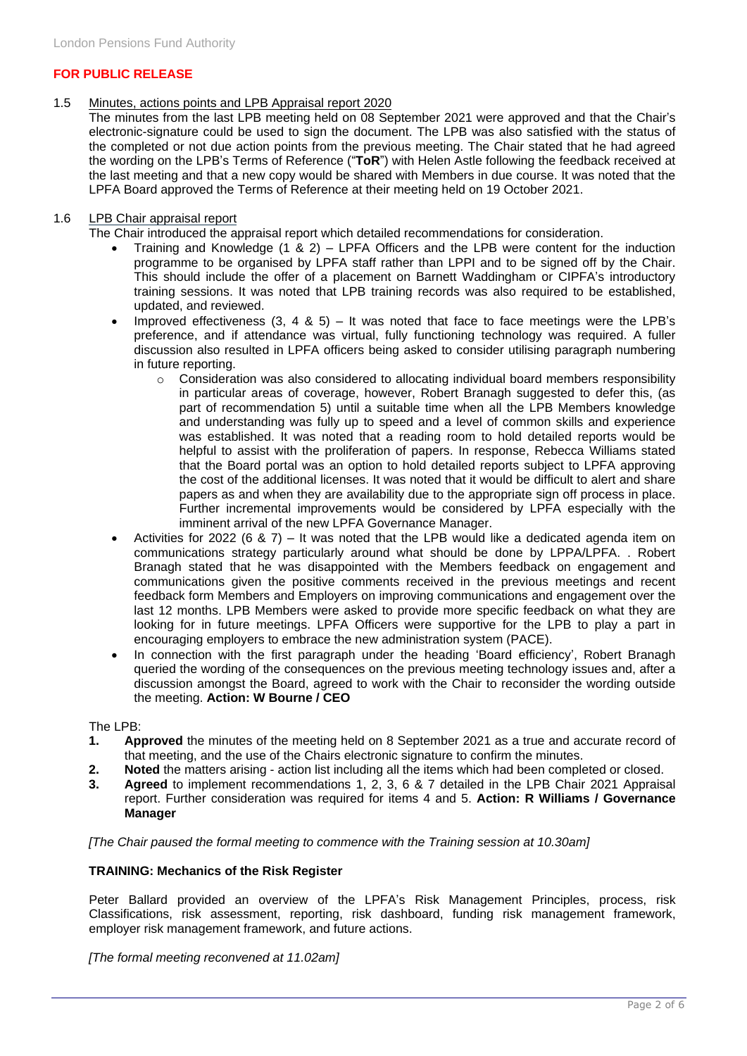**FOR PUBLIC RELEASE**

1.5 Minutes, actions points and LPB Appraisal report 2020

The minutes from the last LPB meeting held on 08 September 2021 were approved and that the Chair's electronic-signature could be used to sign the document. The LPB was also satisfied with the status of the completed or not due action points from the previous meeting. The Chair stated that he had agreed the wording on the LPB's Terms of Reference ("**ToR**") with Helen Astle following the feedback received at the last meeting and that a new copy would be shared with Members in due course. It was noted that the LPFA Board approved the Terms of Reference at their meeting held on 19 October 2021.

1.6 LPB Chair appraisal report

The Chair introduced the appraisal report which detailed recommendations for consideration.

- Training and Knowledge (1 & 2) – LPFA Officers and the LPB were content for the induction programme to be organised by LPFA staff rather than LPPI and to be signed off by the Chair. This should include the offer of a placement on Barnett Waddingham or CIPFA's introductory training sessions. It was noted that LPB training records was also required to be established, updated, and reviewed.
- Improved effectiveness (3, 4 & 5) – It was noted that face to face meetings were the LPB's preference, and if attendance was virtual, fully functioning technology was required. A fuller discussion also resulted in LPFA officers being asked to consider utilising paragraph numbering in future reporting.
  - Consideration was also considered to allocating individual board members responsibility in particular areas of coverage, however, Robert Branagh suggested to defer this, (as part of recommendation 5) until a suitable time when all the LPB Members knowledge and understanding was fully up to speed and a level of common skills and experience was established. It was noted that a reading room to hold detailed reports would be helpful to assist with the proliferation of papers. In response, Rebecca Williams stated that the Board portal was an option to hold detailed reports subject to LPFA approving the cost of the additional licenses. It was noted that it would be difficult to alert and share papers as and when they are availability due to the appropriate sign off process in place. Further incremental improvements would be considered by LPFA especially with the imminent arrival of the new LPFA Governance Manager.
- Activities for 2022 (6 & 7) – It was noted that the LPB would like a dedicated agenda item on communications strategy particularly around what should be done by LPPA/LPFA. . Robert Branagh stated that he was disappointed with the Members feedback on engagement and communications given the positive comments received in the previous meetings and recent feedback form Members and Employers on improving communications and engagement over the last 12 months. LPB Members were asked to provide more specific feedback on what they are looking for in future meetings. LPFA Officers were supportive for the LPB to play a part in encouraging employers to embrace the new administration system (PACE).
- In connection with the first paragraph under the heading 'Board efficiency', Robert Branagh queried the wording of the consequences on the previous meeting technology issues and, after a discussion amongst the Board, agreed to work with the Chair to reconsider the wording outside the meeting. **Action: W Bourne / CEO**

The LPB:

1. **Approved** the minutes of the meeting held on 8 September 2021 as a true and accurate record of that meeting, and the use of the Chairs electronic signature to confirm the minutes.
2. **Noted** the matters arising - action list including all the items which had been completed or closed.
3. **Agreed** to implement recommendations 1, 2, 3, 6 & 7 detailed in the LPB Chair 2021 Appraisal report. Further consideration was required for items 4 and 5. **Action: R Williams / Governance Manager**

*[The Chair paused the formal meeting to commence with the Training session at 10.30am]*

**TRAINING: Mechanics of the Risk Register**

Peter Ballard provided an overview of the LPFA's Risk Management Principles, process, risk Classifications, risk assessment, reporting, risk dashboard, funding risk management framework, employer risk management framework, and future actions.

*[The formal meeting reconvened at 11.02am]*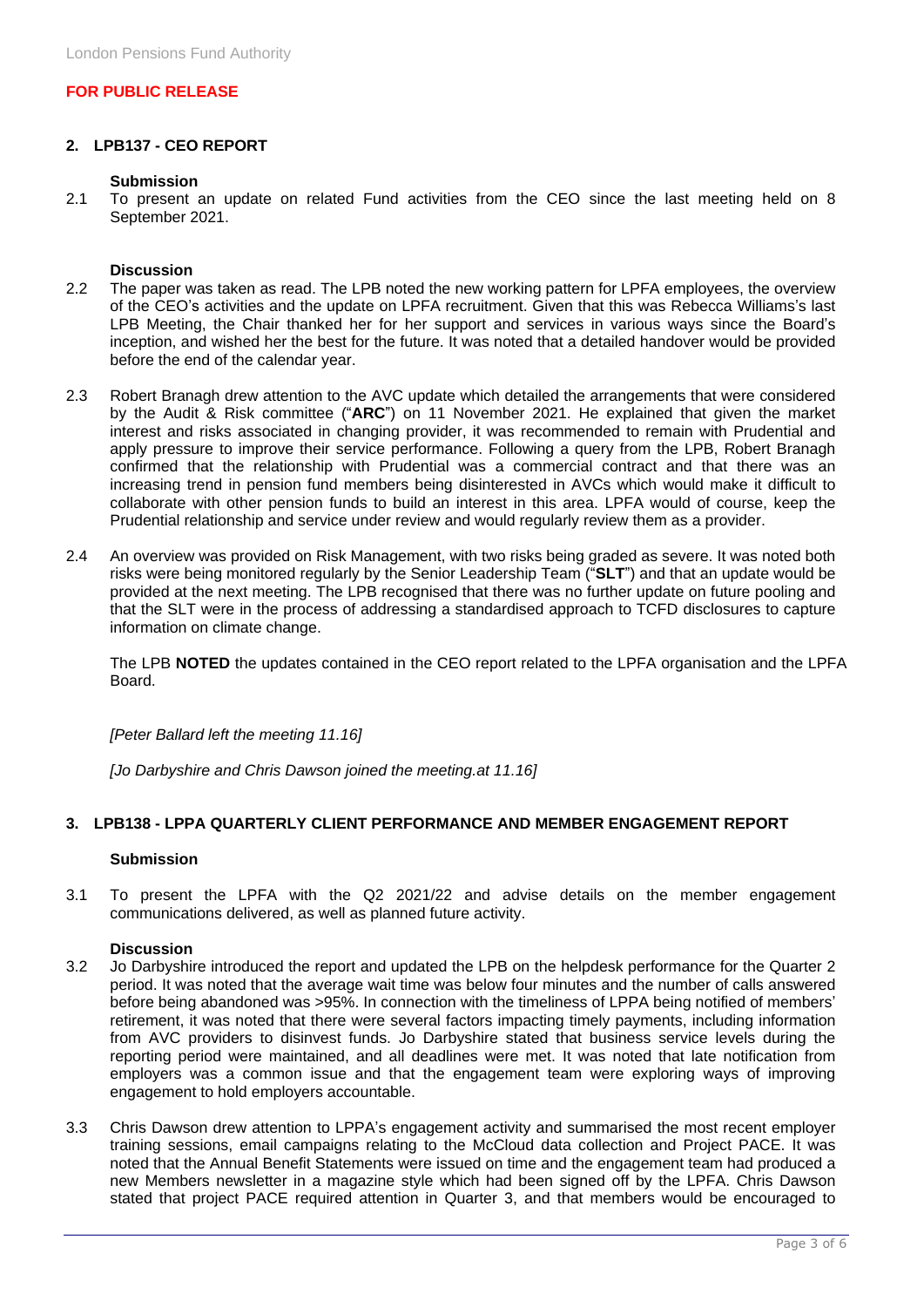**FOR PUBLIC RELEASE**

## 2. LPB137 - CEO REPORT

**Submission**

2.1 To present an update on related Fund activities from the CEO since the last meeting held on 8 September 2021.

**Discussion**

2.2 The paper was taken as read. The LPB noted the new working pattern for LPFA employees, the overview of the CEO's activities and the update on LPFA recruitment. Given that this was Rebecca Williams's last LPB Meeting, the Chair thanked her for her support and services in various ways since the Board's inception, and wished her the best for the future. It was noted that a detailed handover would be provided before the end of the calendar year.

2.3 Robert Branagh drew attention to the AVC update which detailed the arrangements that were considered by the Audit & Risk committee ("**ARC**") on 11 November 2021. He explained that given the market interest and risks associated in changing provider, it was recommended to remain with Prudential and apply pressure to improve their service performance. Following a query from the LPB, Robert Branagh confirmed that the relationship with Prudential was a commercial contract and that there was an increasing trend in pension fund members being disinterested in AVCs which would make it difficult to collaborate with other pension funds to build an interest in this area. LPFA would of course, keep the Prudential relationship and service under review and would regularly review them as a provider.

2.4 An overview was provided on Risk Management, with two risks being graded as severe. It was noted both risks were being monitored regularly by the Senior Leadership Team ("**SLT**") and that an update would be provided at the next meeting. The LPB recognised that there was no further update on future pooling and that the SLT were in the process of addressing a standardised approach to TCFD disclosures to capture information on climate change.

The LPB **NOTED** the updates contained in the CEO report related to the LPFA organisation and the LPFA Board.

*[Peter Ballard left the meeting 11.16]*

*[Jo Darbyshire and Chris Dawson joined the meeting.at 11.16]*

## 3. LPB138 - LPPA QUARTERLY CLIENT PERFORMANCE AND MEMBER ENGAGEMENT REPORT

**Submission**

3.1 To present the LPFA with the Q2 2021/22 and advise details on the member engagement communications delivered, as well as planned future activity.

**Discussion**

3.2 Jo Darbyshire introduced the report and updated the LPB on the helpdesk performance for the Quarter 2 period. It was noted that the average wait time was below four minutes and the number of calls answered before being abandoned was >95%. In connection with the timeliness of LPPA being notified of members' retirement, it was noted that there were several factors impacting timely payments, including information from AVC providers to disinvest funds. Jo Darbyshire stated that business service levels during the reporting period were maintained, and all deadlines were met. It was noted that late notification from employers was a common issue and that the engagement team were exploring ways of improving engagement to hold employers accountable.

3.3 Chris Dawson drew attention to LPPA's engagement activity and summarised the most recent employer training sessions, email campaigns relating to the McCloud data collection and Project PACE. It was noted that the Annual Benefit Statements were issued on time and the engagement team had produced a new Members newsletter in a magazine style which had been signed off by the LPFA. Chris Dawson stated that project PACE required attention in Quarter 3, and that members would be encouraged to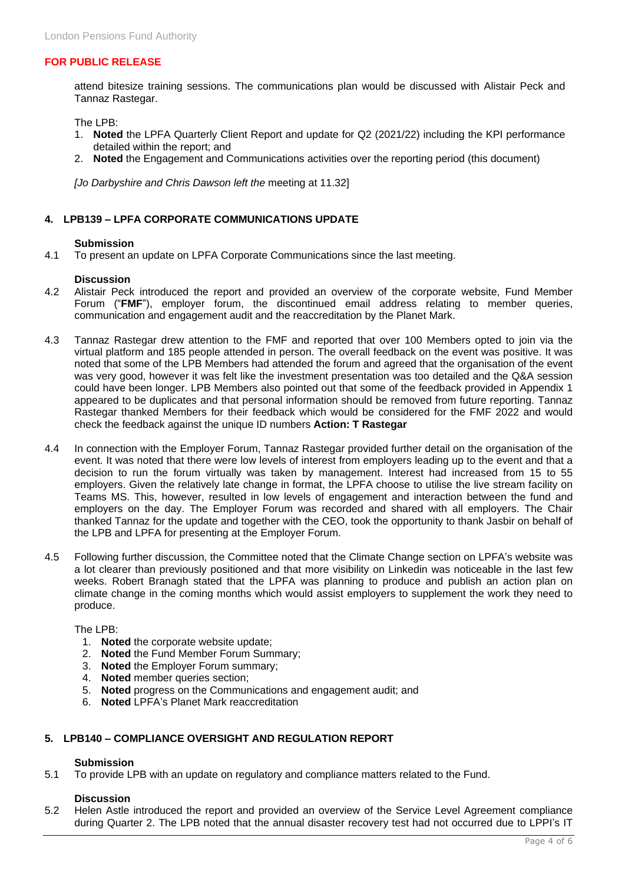**FOR PUBLIC RELEASE**

attend bitesize training sessions. The communications plan would be discussed with Alistair Peck and Tannaz Rastegar.

The LPB:

1. **Noted** the LPFA Quarterly Client Report and update for Q2 (2021/22) including the KPI performance detailed within the report; and
2. **Noted** the Engagement and Communications activities over the reporting period (this document)

*[Jo Darbyshire and Chris Dawson left the* meeting at 11.32]

## 4. LPB139 – LPFA CORPORATE COMMUNICATIONS UPDATE

**Submission**

4.1 To present an update on LPFA Corporate Communications since the last meeting.

**Discussion**

4.2 Alistair Peck introduced the report and provided an overview of the corporate website, Fund Member Forum ("**FMF**"), employer forum, the discontinued email address relating to member queries, communication and engagement audit and the reaccreditation by the Planet Mark.

4.3 Tannaz Rastegar drew attention to the FMF and reported that over 100 Members opted to join via the virtual platform and 185 people attended in person. The overall feedback on the event was positive. It was noted that some of the LPB Members had attended the forum and agreed that the organisation of the event was very good, however it was felt like the investment presentation was too detailed and the Q&A session could have been longer. LPB Members also pointed out that some of the feedback provided in Appendix 1 appeared to be duplicates and that personal information should be removed from future reporting. Tannaz Rastegar thanked Members for their feedback which would be considered for the FMF 2022 and would check the feedback against the unique ID numbers **Action: T Rastegar**

4.4 In connection with the Employer Forum, Tannaz Rastegar provided further detail on the organisation of the event. It was noted that there were low levels of interest from employers leading up to the event and that a decision to run the forum virtually was taken by management. Interest had increased from 15 to 55 employers. Given the relatively late change in format, the LPFA choose to utilise the live stream facility on Teams MS. This, however, resulted in low levels of engagement and interaction between the fund and employers on the day. The Employer Forum was recorded and shared with all employers. The Chair thanked Tannaz for the update and together with the CEO, took the opportunity to thank Jasbir on behalf of the LPB and LPFA for presenting at the Employer Forum.

4.5 Following further discussion, the Committee noted that the Climate Change section on LPFA's website was a lot clearer than previously positioned and that more visibility on Linkedin was noticeable in the last few weeks. Robert Branagh stated that the LPFA was planning to produce and publish an action plan on climate change in the coming months which would assist employers to supplement the work they need to produce.

The LPB:

1. **Noted** the corporate website update;
2. **Noted** the Fund Member Forum Summary;
3. **Noted** the Employer Forum summary;
4. **Noted** member queries section;
5. **Noted** progress on the Communications and engagement audit; and
6. **Noted** LPFA's Planet Mark reaccreditation

## 5. LPB140 – COMPLIANCE OVERSIGHT AND REGULATION REPORT

**Submission**

5.1 To provide LPB with an update on regulatory and compliance matters related to the Fund.

**Discussion**

5.2 Helen Astle introduced the report and provided an overview of the Service Level Agreement compliance during Quarter 2. The LPB noted that the annual disaster recovery test had not occurred due to LPPI's IT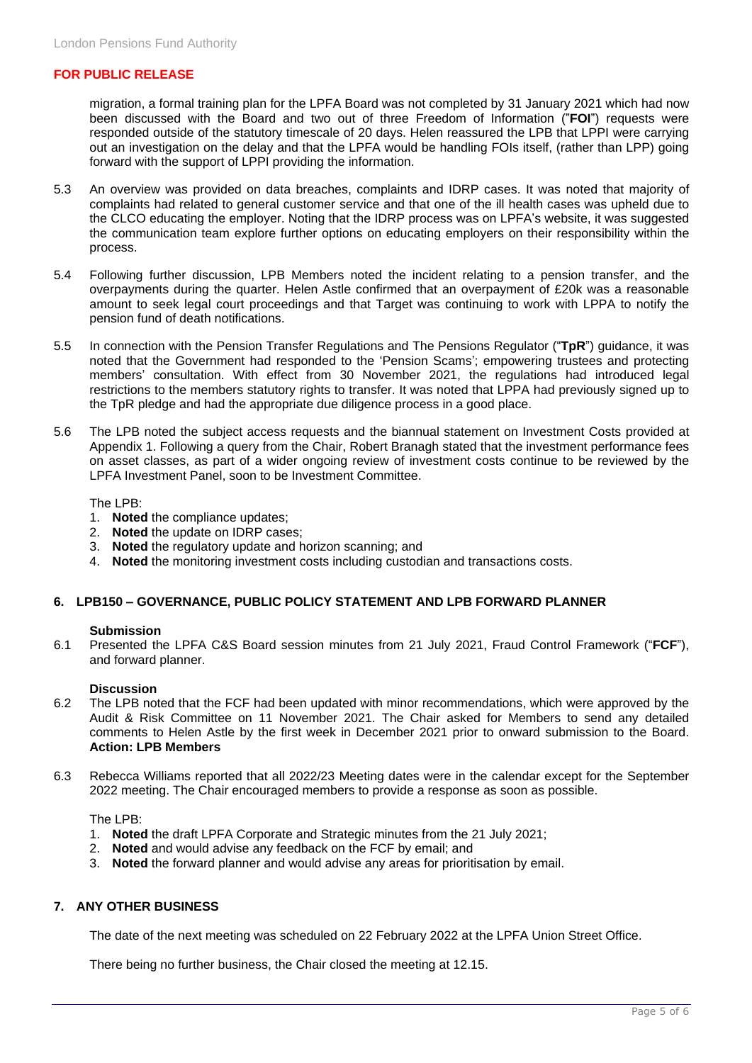**FOR PUBLIC RELEASE**

migration, a formal training plan for the LPFA Board was not completed by 31 January 2021 which had now been discussed with the Board and two out of three Freedom of Information ("**FOI**") requests were responded outside of the statutory timescale of 20 days. Helen reassured the LPB that LPPI were carrying out an investigation on the delay and that the LPFA would be handling FOIs itself, (rather than LPP) going forward with the support of LPPI providing the information.

5.3 An overview was provided on data breaches, complaints and IDRP cases. It was noted that majority of complaints had related to general customer service and that one of the ill health cases was upheld due to the CLCO educating the employer. Noting that the IDRP process was on LPFA's website, it was suggested the communication team explore further options on educating employers on their responsibility within the process.

5.4 Following further discussion, LPB Members noted the incident relating to a pension transfer, and the overpayments during the quarter. Helen Astle confirmed that an overpayment of £20k was a reasonable amount to seek legal court proceedings and that Target was continuing to work with LPPA to notify the pension fund of death notifications.

5.5 In connection with the Pension Transfer Regulations and The Pensions Regulator ("**TpR**") guidance, it was noted that the Government had responded to the 'Pension Scams'; empowering trustees and protecting members' consultation. With effect from 30 November 2021, the regulations had introduced legal restrictions to the members statutory rights to transfer. It was noted that LPPA had previously signed up to the TpR pledge and had the appropriate due diligence process in a good place.

5.6 The LPB noted the subject access requests and the biannual statement on Investment Costs provided at Appendix 1. Following a query from the Chair, Robert Branagh stated that the investment performance fees on asset classes, as part of a wider ongoing review of investment costs continue to be reviewed by the LPFA Investment Panel, soon to be Investment Committee.

The LPB:

1. **Noted** the compliance updates;
2. **Noted** the update on IDRP cases;
3. **Noted** the regulatory update and horizon scanning; and
4. **Noted** the monitoring investment costs including custodian and transactions costs.

## 6. LPB150 – GOVERNANCE, PUBLIC POLICY STATEMENT AND LPB FORWARD PLANNER

**Submission**

6.1 Presented the LPFA C&S Board session minutes from 21 July 2021, Fraud Control Framework ("**FCF**"), and forward planner.

**Discussion**

6.2 The LPB noted that the FCF had been updated with minor recommendations, which were approved by the Audit & Risk Committee on 11 November 2021. The Chair asked for Members to send any detailed comments to Helen Astle by the first week in December 2021 prior to onward submission to the Board. **Action: LPB Members**

6.3 Rebecca Williams reported that all 2022/23 Meeting dates were in the calendar except for the September 2022 meeting. The Chair encouraged members to provide a response as soon as possible.

The LPB:

1. **Noted** the draft LPFA Corporate and Strategic minutes from the 21 July 2021;
2. **Noted** and would advise any feedback on the FCF by email; and
3. **Noted** the forward planner and would advise any areas for prioritisation by email.

## 7. ANY OTHER BUSINESS

The date of the next meeting was scheduled on 22 February 2022 at the LPFA Union Street Office.

There being no further business, the Chair closed the meeting at 12.15.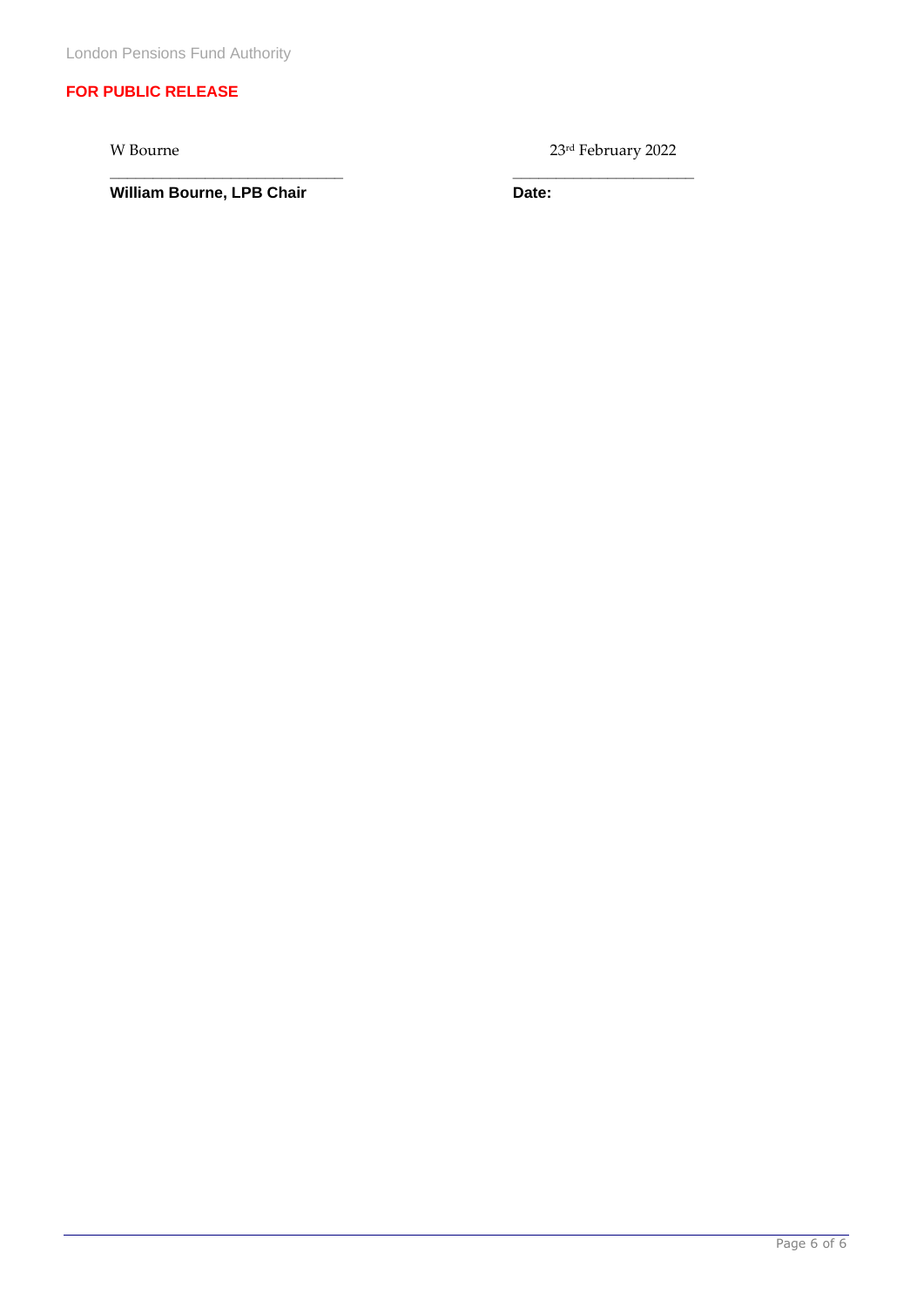**FOR PUBLIC RELEASE**

| | |
|---|---|
| W Bourne | 23rd February 2022 |
| ______________________________ | ________________________ |
| **William Bourne, LPB Chair** | **Date:** |